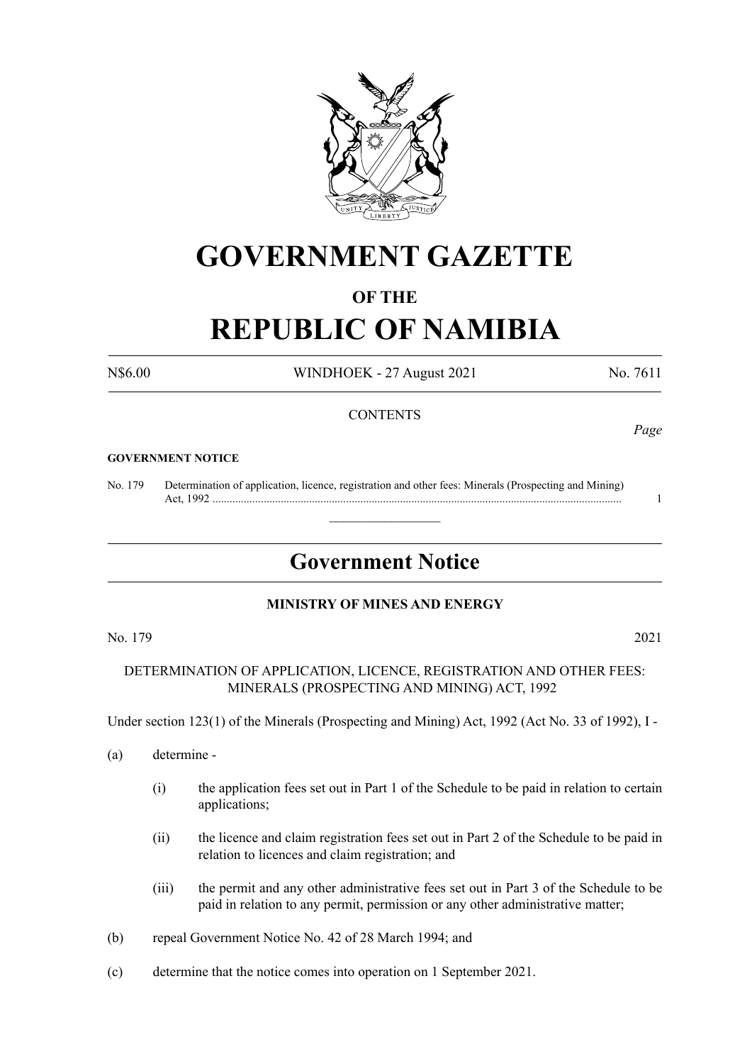# GOVERNMENT GAZETTE

## OF THE

# REPUBLIC OF NAMIBIA

N$6.00 WINDHOEK - 27 August 2021 No. 7611

CONTENTS

*Page*

**GOVERNMENT NOTICE**

No. 179 Determination of application, licence, registration and other fees: Minerals (Prospecting and Mining) Act, 1992 ............................................................................................................................................... 1

---

## Government Notice

**MINISTRY OF MINES AND ENERGY**

No. 179 2021

DETERMINATION OF APPLICATION, LICENCE, REGISTRATION AND OTHER FEES: MINERALS (PROSPECTING AND MINING) ACT, 1992

Under section 123(1) of the Minerals (Prospecting and Mining) Act, 1992 (Act No. 33 of 1992), I -

(a) determine -

(i) the application fees set out in Part 1 of the Schedule to be paid in relation to certain applications;

(ii) the licence and claim registration fees set out in Part 2 of the Schedule to be paid in relation to licences and claim registration; and

(iii) the permit and any other administrative fees set out in Part 3 of the Schedule to be paid in relation to any permit, permission or any other administrative matter;

(b) repeal Government Notice No. 42 of 28 March 1994; and

(c) determine that the notice comes into operation on 1 September 2021.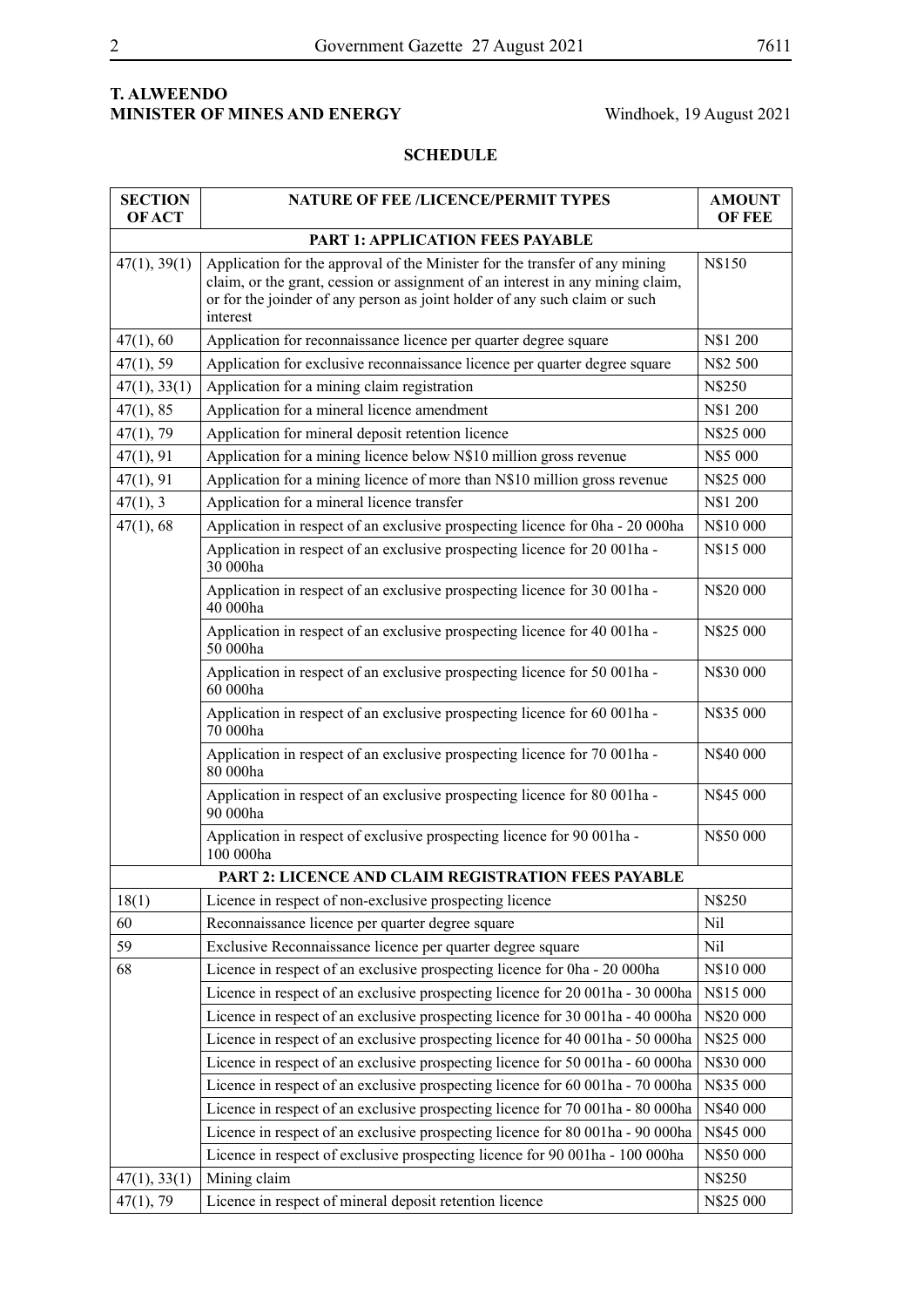**T. ALWEENDO**
**MINISTER OF MINES AND ENERGY** Windhoek, 19 August 2021

## SCHEDULE

| SECTION OF ACT | NATURE OF FEE /LICENCE/PERMIT TYPES | AMOUNT OF FEE |
|---|---|---|
| | **PART 1: APPLICATION FEES PAYABLE** | |
| 47(1), 39(1) | Application for the approval of the Minister for the transfer of any mining claim, or the grant, cession or assignment of an interest in any mining claim, or for the joinder of any person as joint holder of any such claim or such interest | N$150 |
| 47(1), 60 | Application for reconnaissance licence per quarter degree square | N$1 200 |
| 47(1), 59 | Application for exclusive reconnaissance licence per quarter degree square | N$2 500 |
| 47(1), 33(1) | Application for a mining claim registration | N$250 |
| 47(1), 85 | Application for a mineral licence amendment | N$1 200 |
| 47(1), 79 | Application for mineral deposit retention licence | N$25 000 |
| 47(1), 91 | Application for a mining licence below N$10 million gross revenue | N$5 000 |
| 47(1), 91 | Application for a mining licence of more than N$10 million gross revenue | N$25 000 |
| 47(1), 3 | Application for a mineral licence transfer | N$1 200 |
| 47(1), 68 | Application in respect of an exclusive prospecting licence for 0ha - 20 000ha | N$10 000 |
| | Application in respect of an exclusive prospecting licence for 20 001ha - 30 000ha | N$15 000 |
| | Application in respect of an exclusive prospecting licence for 30 001ha - 40 000ha | N$20 000 |
| | Application in respect of an exclusive prospecting licence for 40 001ha - 50 000ha | N$25 000 |
| | Application in respect of an exclusive prospecting licence for 50 001ha - 60 000ha | N$30 000 |
| | Application in respect of an exclusive prospecting licence for 60 001ha - 70 000ha | N$35 000 |
| | Application in respect of an exclusive prospecting licence for 70 001ha - 80 000ha | N$40 000 |
| | Application in respect of an exclusive prospecting licence for 80 001ha - 90 000ha | N$45 000 |
| | Application in respect of exclusive prospecting licence for 90 001ha - 100 000ha | N$50 000 |
| | **PART 2: LICENCE AND CLAIM REGISTRATION FEES PAYABLE** | |
| 18(1) | Licence in respect of non-exclusive prospecting licence | N$250 |
| 60 | Reconnaissance licence per quarter degree square | Nil |
| 59 | Exclusive Reconnaissance licence per quarter degree square | Nil |
| 68 | Licence in respect of an exclusive prospecting licence for 0ha - 20 000ha | N$10 000 |
| | Licence in respect of an exclusive prospecting licence for 20 001ha - 30 000ha | N$15 000 |
| | Licence in respect of an exclusive prospecting licence for 30 001ha - 40 000ha | N$20 000 |
| | Licence in respect of an exclusive prospecting licence for 40 001ha - 50 000ha | N$25 000 |
| | Licence in respect of an exclusive prospecting licence for 50 001ha - 60 000ha | N$30 000 |
| | Licence in respect of an exclusive prospecting licence for 60 001ha - 70 000ha | N$35 000 |
| | Licence in respect of an exclusive prospecting licence for 70 001ha - 80 000ha | N$40 000 |
| | Licence in respect of an exclusive prospecting licence for 80 001ha - 90 000ha | N$45 000 |
| | Licence in respect of exclusive prospecting licence for 90 001ha - 100 000ha | N$50 000 |
| 47(1), 33(1) | Mining claim | N$250 |
| 47(1), 79 | Licence in respect of mineral deposit retention licence | N$25 000 |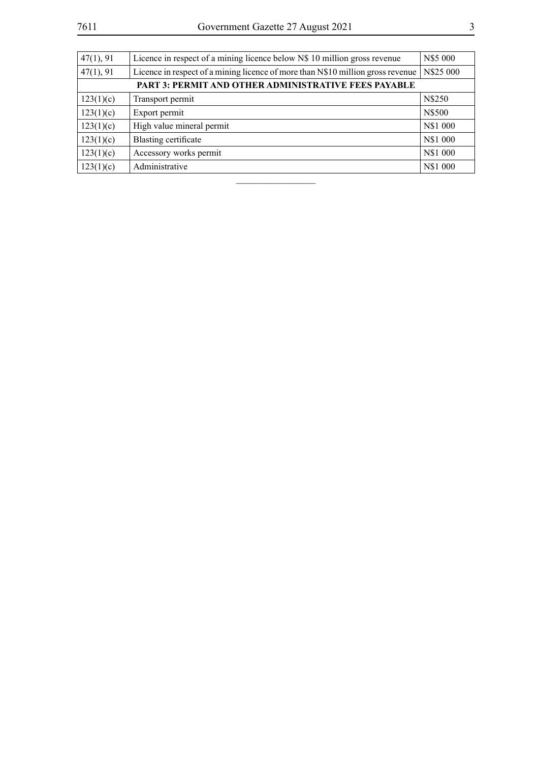| | | |
|---|---|---|
| 47(1), 91 | Licence in respect of a mining licence below N$ 10 million gross revenue | N$5 000 |
| 47(1), 91 | Licence in respect of a mining licence of more than N$10 million gross revenue | N$25 000 |
| **PART 3: PERMIT AND OTHER ADMINISTRATIVE FEES PAYABLE** | | |
| 123(1)(c) | Transport permit | N$250 |
| 123(1)(c) | Export permit | N$500 |
| 123(1)(c) | High value mineral permit | N$1 000 |
| 123(1)(c) | Blasting certificate | N$1 000 |
| 123(1)(c) | Accessory works permit | N$1 000 |
| 123(1)(c) | Administrative | N$1 000 |

________________